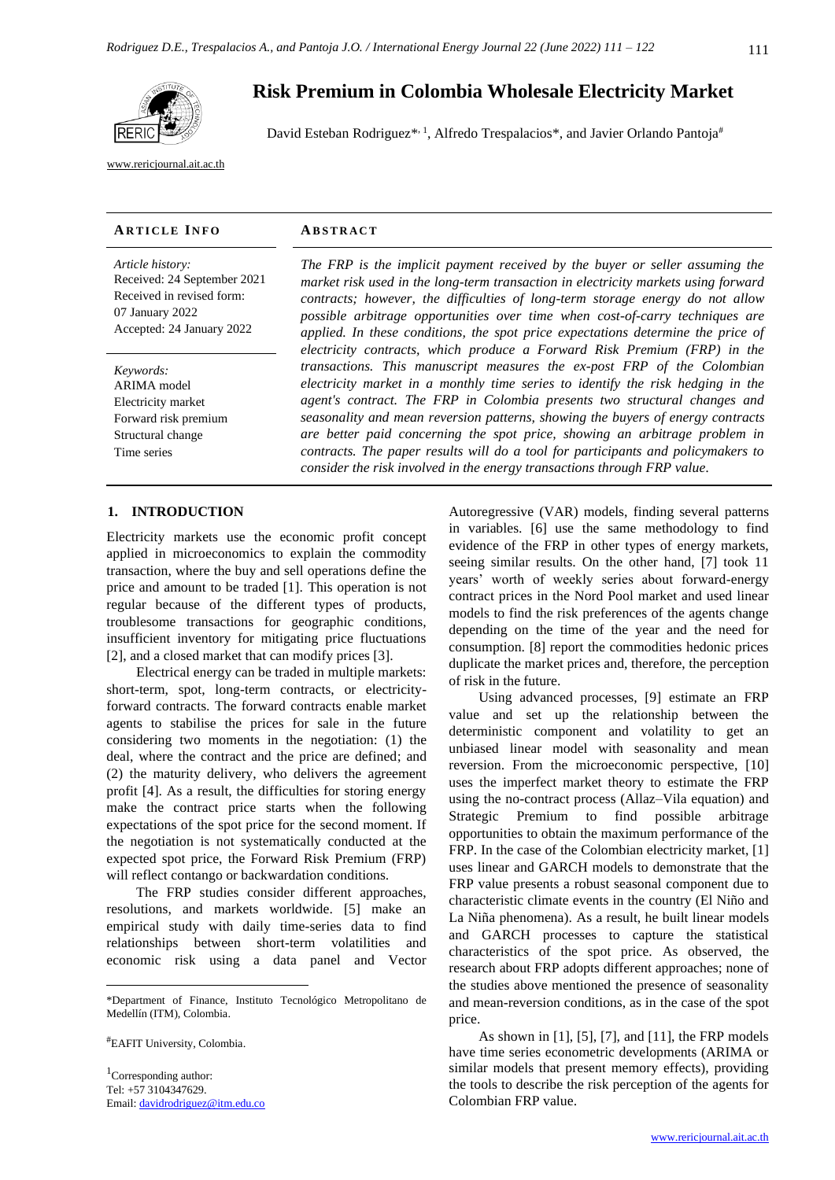# Risk Premium in Colombia Wholesale Electricity Market

David Esteban Rodriguez*[,1], Alfredo Trespalacios*, and Javier Orlando Pantoja[#]

www.rericjournal.ait.ac.th

**ARTICLE INFO**

*Article history:*
Received: 24 September 2021
Received in revised form: 07 January 2022
Accepted: 24 January 2022

*Keywords:*
ARIMA model
Electricity market
Forward risk premium
Structural change
Time series

**ABSTRACT**

*The FRP is the implicit payment received by the buyer or seller assuming the market risk used in the long-term transaction in electricity markets using forward contracts; however, the difficulties of long-term storage energy do not allow possible arbitrage opportunities over time when cost-of-carry techniques are applied. In these conditions, the spot price expectations determine the price of electricity contracts, which produce a Forward Risk Premium (FRP) in the transactions. This manuscript measures the ex-post FRP of the Colombian electricity market in a monthly time series to identify the risk hedging in the agent's contract. The FRP in Colombia presents two structural changes and seasonality and mean reversion patterns, showing the buyers of energy contracts are better paid concerning the spot price, showing an arbitrage problem in contracts. The paper results will do a tool for participants and policymakers to consider the risk involved in the energy transactions through FRP value.*

## 1. INTRODUCTION

Electricity markets use the economic profit concept applied in microeconomics to explain the commodity transaction, where the buy and sell operations define the price and amount to be traded [1]. This operation is not regular because of the different types of products, troublesome transactions for geographic conditions, insufficient inventory for mitigating price fluctuations [2], and a closed market that can modify prices [3].

Electrical energy can be traded in multiple markets: short-term, spot, long-term contracts, or electricity-forward contracts. The forward contracts enable market agents to stabilise the prices for sale in the future considering two moments in the negotiation: (1) the deal, where the contract and the price are defined; and (2) the maturity delivery, who delivers the agreement profit [4]. As a result, the difficulties for storing energy make the contract price starts when the following expectations of the spot price for the second moment. If the negotiation is not systematically conducted at the expected spot price, the Forward Risk Premium (FRP) will reflect contango or backwardation conditions.

The FRP studies consider different approaches, resolutions, and markets worldwide. [5] make an empirical study with daily time-series data to find relationships between short-term volatilities and economic risk using a data panel and Vector Autoregressive (VAR) models, finding several patterns in variables. [6] use the same methodology to find evidence of the FRP in other types of energy markets, seeing similar results. On the other hand, [7] took 11 years' worth of weekly series about forward-energy contract prices in the Nord Pool market and used linear models to find the risk preferences of the agents change depending on the time of the year and the need for consumption. [8] report the commodities hedonic prices duplicate the market prices and, therefore, the perception of risk in the future.

Using advanced processes, [9] estimate an FRP value and set up the relationship between the deterministic component and volatility to get an unbiased linear model with seasonality and mean reversion. From the microeconomic perspective, [10] uses the imperfect market theory to estimate the FRP using the no-contract process (Allaz–Vila equation) and Strategic Premium to find possible arbitrage opportunities to obtain the maximum performance of the FRP. In the case of the Colombian electricity market, [1] uses linear and GARCH models to demonstrate that the FRP value presents a robust seasonal component due to characteristic climate events in the country (El Niño and La Niña phenomena). As a result, he built linear models and GARCH processes to capture the statistical characteristics of the spot price. As observed, the research about FRP adopts different approaches; none of the studies above mentioned the presence of seasonality and mean-reversion conditions, as in the case of the spot price.

As shown in [1], [5], [7], and [11], the FRP models have time series econometric developments (ARIMA or similar models that present memory effects), providing the tools to describe the risk perception of the agents for Colombian FRP value.

---

*Department of Finance, Instituto Tecnológico Metropolitano de Medellín (ITM), Colombia.

[#]EAFIT University, Colombia.

[1]Corresponding author:
Tel: +57 3104347629.
Email: davidrodriguez@itm.edu.co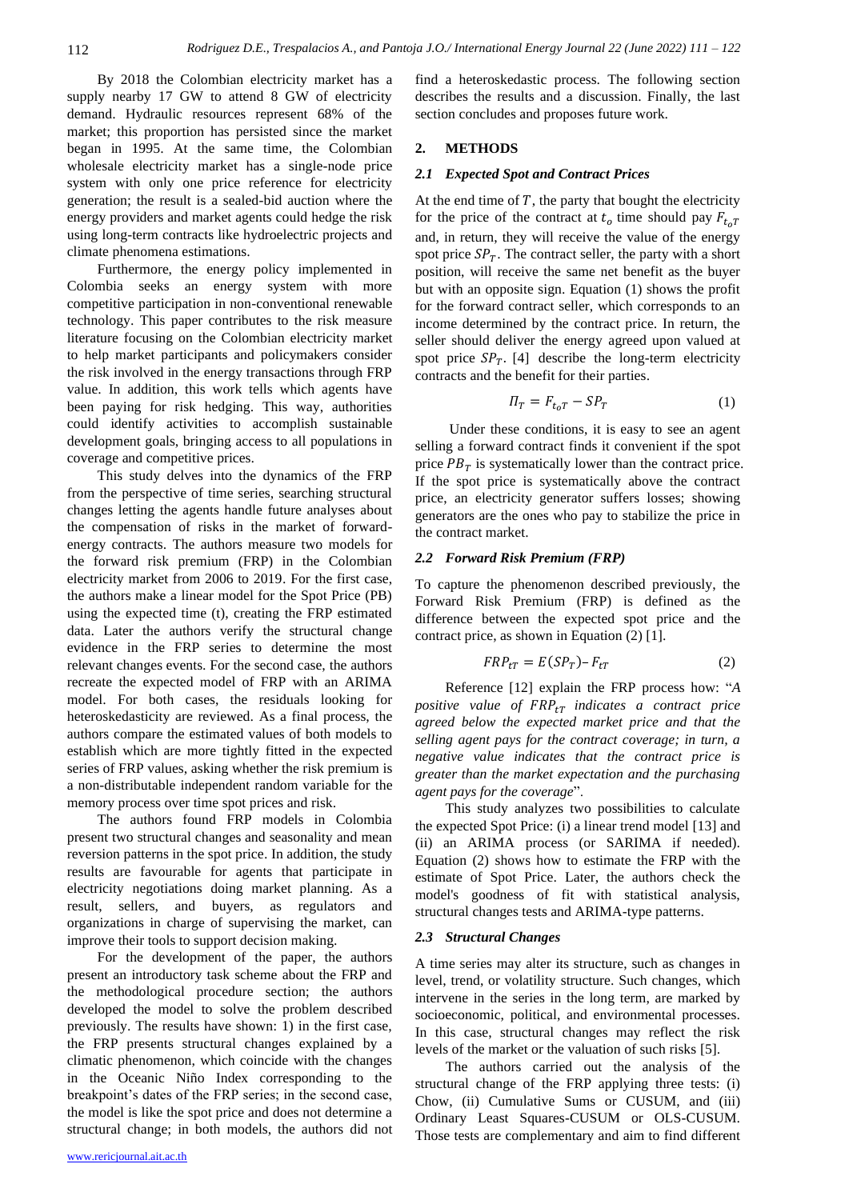By 2018 the Colombian electricity market has a supply nearby 17 GW to attend 8 GW of electricity demand. Hydraulic resources represent 68% of the market; this proportion has persisted since the market began in 1995. At the same time, the Colombian wholesale electricity market has a single-node price system with only one price reference for electricity generation; the result is a sealed-bid auction where the energy providers and market agents could hedge the risk using long-term contracts like hydroelectric projects and climate phenomena estimations.

Furthermore, the energy policy implemented in Colombia seeks an energy system with more competitive participation in non-conventional renewable technology. This paper contributes to the risk measure literature focusing on the Colombian electricity market to help market participants and policymakers consider the risk involved in the energy transactions through FRP value. In addition, this work tells which agents have been paying for risk hedging. This way, authorities could identify activities to accomplish sustainable development goals, bringing access to all populations in coverage and competitive prices.

This study delves into the dynamics of the FRP from the perspective of time series, searching structural changes letting the agents handle future analyses about the compensation of risks in the market of forward-energy contracts. The authors measure two models for the forward risk premium (FRP) in the Colombian electricity market from 2006 to 2019. For the first case, the authors make a linear model for the Spot Price (PB) using the expected time (t), creating the FRP estimated data. Later the authors verify the structural change evidence in the FRP series to determine the most relevant changes events. For the second case, the authors recreate the expected model of FRP with an ARIMA model. For both cases, the residuals looking for heteroskedasticity are reviewed. As a final process, the authors compare the estimated values of both models to establish which are more tightly fitted in the expected series of FRP values, asking whether the risk premium is a non-distributable independent random variable for the memory process over time spot prices and risk.

The authors found FRP models in Colombia present two structural changes and seasonality and mean reversion patterns in the spot price. In addition, the study results are favourable for agents that participate in electricity negotiations doing market planning. As a result, sellers, and buyers, as regulators and organizations in charge of supervising the market, can improve their tools to support decision making.

For the development of the paper, the authors present an introductory task scheme about the FRP and the methodological procedure section; the authors developed the model to solve the problem described previously. The results have shown: 1) in the first case, the FRP presents structural changes explained by a climatic phenomenon, which coincide with the changes in the Oceanic Niño Index corresponding to the breakpoint's dates of the FRP series; in the second case, the model is like the spot price and does not determine a structural change; in both models, the authors did not find a heteroskedastic process. The following section describes the results and a discussion. Finally, the last section concludes and proposes future work.

## 2. METHODS

### 2.1 Expected Spot and Contract Prices

At the end time of $T$, the party that bought the electricity for the price of the contract at $t_o$ time should pay $F_{t_oT}$ and, in return, they will receive the value of the energy spot price $SP_T$. The contract seller, the party with a short position, will receive the same net benefit as the buyer but with an opposite sign. Equation (1) shows the profit for the forward contract seller, which corresponds to an income determined by the contract price. In return, the seller should deliver the energy agreed upon valued at spot price $SP_T$. [4] describe the long-term electricity contracts and the benefit for their parties.

$$\Pi_T = F_{t_oT} - SP_T \tag{1}$$

Under these conditions, it is easy to see an agent selling a forward contract finds it convenient if the spot price $PB_T$ is systematically lower than the contract price. If the spot price is systematically above the contract price, an electricity generator suffers losses; showing generators are the ones who pay to stabilize the price in the contract market.

### 2.2 Forward Risk Premium (FRP)

To capture the phenomenon described previously, the Forward Risk Premium (FRP) is defined as the difference between the expected spot price and the contract price, as shown in Equation (2) [1].

$$FRP_{tT} = E(SP_T) – F_{tT} \tag{2}$$

Reference [12] explain the FRP process how: "*A positive value of $FRP_{tT}$ indicates a contract price agreed below the expected market price and that the selling agent pays for the contract coverage; in turn, a negative value indicates that the contract price is greater than the market expectation and the purchasing agent pays for the coverage*".

This study analyzes two possibilities to calculate the expected Spot Price: (i) a linear trend model [13] and (ii) an ARIMA process (or SARIMA if needed). Equation (2) shows how to estimate the FRP with the estimate of Spot Price. Later, the authors check the model's goodness of fit with statistical analysis, structural changes tests and ARIMA-type patterns.

### 2.3 Structural Changes

A time series may alter its structure, such as changes in level, trend, or volatility structure. Such changes, which intervene in the series in the long term, are marked by socioeconomic, political, and environmental processes. In this case, structural changes may reflect the risk levels of the market or the valuation of such risks [5].

The authors carried out the analysis of the structural change of the FRP applying three tests: (i) Chow, (ii) Cumulative Sums or CUSUM, and (iii) Ordinary Least Squares-CUSUM or OLS-CUSUM. Those tests are complementary and aim to find different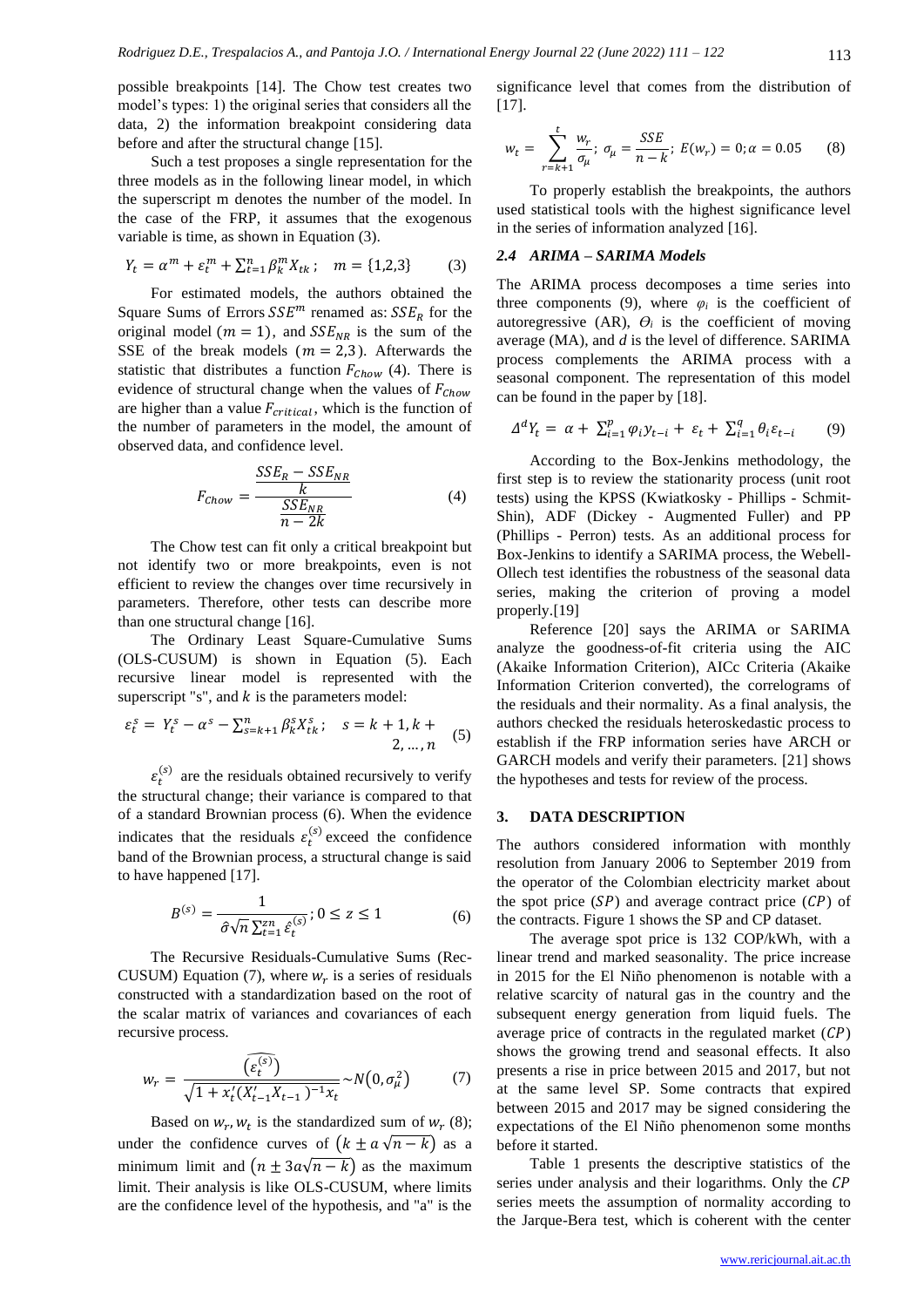possible breakpoints [14]. The Chow test creates two model's types: 1) the original series that considers all the data, 2) the information breakpoint considering data before and after the structural change [15].

Such a test proposes a single representation for the three models as in the following linear model, in which the superscript m denotes the number of the model. In the case of the FRP, it assumes that the exogenous variable is time, as shown in Equation (3).

$$Y_t = \alpha^m + \varepsilon_t^m + \sum_{t=1}^{n} \beta_k^m X_{tk}\ ; \quad m = \{1,2,3\} \qquad (3)$$

For estimated models, the authors obtained the Square Sums of Errors $SSE^m$ renamed as: $SSE_R$ for the original model $(m = 1)$, and $SSE_{NR}$ is the sum of the SSE of the break models $(m = 2,3)$. Afterwards the statistic that distributes a function $F_{Chow}$ (4). There is evidence of structural change when the values of $F_{Chow}$ are higher than a value $F_{critical}$, which is the function of the number of parameters in the model, the amount of observed data, and confidence level.

$$F_{Chow} = \frac{\dfrac{SSE_R - SSE_{NR}}{k}}{\dfrac{SSE_{NR}}{n-2k}} \qquad (4)$$

The Chow test can fit only a critical breakpoint but not identify two or more breakpoints, even is not efficient to review the changes over time recursively in parameters. Therefore, other tests can describe more than one structural change [16].

The Ordinary Least Square-Cumulative Sums (OLS-CUSUM) is shown in Equation (5). Each recursive linear model is represented with the superscript "s", and $k$ is the parameters model:

$$\varepsilon_t^s = Y_t^s - \alpha^s - \sum_{s=k+1}^{n} \beta_k^s X_{tk}^s\ ; \quad s = k+1, k+2, \ldots, n \qquad (5)$$

$\varepsilon_t^{(s)}$ are the residuals obtained recursively to verify the structural change; their variance is compared to that of a standard Brownian process (6). When the evidence indicates that the residuals $\varepsilon_t^{(s)}$ exceed the confidence band of the Brownian process, a structural change is said to have happened [17].

$$B^{(s)} = \frac{1}{\hat{\sigma}\sqrt{n}\sum_{t=1}^{zn} \hat{\varepsilon}_t^{(s)}}\ ; 0 \leq z \leq 1 \qquad (6)$$

The Recursive Residuals-Cumulative Sums (Rec-CUSUM) Equation (7), where $w_r$ is a series of residuals constructed with a standardization based on the root of the scalar matrix of variances and covariances of each recursive process.

$$w_r = \frac{\widehat{\left(\varepsilon_t^{(s)}\right)}}{\sqrt{1 + x_t'(X_{t-1}'X_{t-1})^{-1}x_t}} \sim N(0, \sigma_\mu^2) \qquad (7)$$

Based on $w_r, w_t$ is the standardized sum of $w_r$ (8); under the confidence curves of $\left(k \pm a\sqrt{n-k}\right)$ as a minimum limit and $\left(n \pm 3a\sqrt{n-k}\right)$ as the maximum limit. Their analysis is like OLS-CUSUM, where limits are the confidence level of the hypothesis, and "a" is the significance level that comes from the distribution of [17].

$$w_t = \sum_{r=k+1}^{t} \frac{w_r}{\sigma_\mu}\ ; \ \sigma_\mu = \frac{SSE}{n-k}\ ; \ E(w_r) = 0; \alpha = 0.05 \qquad (8)$$

To properly establish the breakpoints, the authors used statistical tools with the highest significance level in the series of information analyzed [16].

### 2.4 *ARIMA – SARIMA Models*

The ARIMA process decomposes a time series into three components (9), where $\varphi_i$ is the coefficient of autoregressive (AR), $\Theta_i$ is the coefficient of moving average (MA), and $d$ is the level of difference. SARIMA process complements the ARIMA process with a seasonal component. The representation of this model can be found in the paper by [18].

$$\Delta^d Y_t = \alpha + \sum_{i=1}^{p} \varphi_i y_{t-i} + \varepsilon_t + \sum_{i=1}^{q} \theta_i \varepsilon_{t-i} \qquad (9)$$

According to the Box-Jenkins methodology, the first step is to review the stationarity process (unit root tests) using the KPSS (Kwiatkosky - Phillips - Schmit-Shin), ADF (Dickey - Augmented Fuller) and PP (Phillips - Perron) tests. As an additional process for Box-Jenkins to identify a SARIMA process, the Webell-Ollech test identifies the robustness of the seasonal data series, making the criterion of proving a model properly.[19]

Reference [20] says the ARIMA or SARIMA analyze the goodness-of-fit criteria using the AIC (Akaike Information Criterion), AICc Criteria (Akaike Information Criterion converted), the correlograms of the residuals and their normality. As a final analysis, the authors checked the residuals heteroskedastic process to establish if the FRP information series have ARCH or GARCH models and verify their parameters. [21] shows the hypotheses and tests for review of the process.

## 3. DATA DESCRIPTION

The authors considered information with monthly resolution from January 2006 to September 2019 from the operator of the Colombian electricity market about the spot price $(SP)$ and average contract price $(CP)$ of the contracts. Figure 1 shows the SP and CP dataset.

The average spot price is 132 COP/kWh, with a linear trend and marked seasonality. The price increase in 2015 for the El Niño phenomenon is notable with a relative scarcity of natural gas in the country and the subsequent energy generation from liquid fuels. The average price of contracts in the regulated market $(CP)$ shows the growing trend and seasonal effects. It also presents a rise in price between 2015 and 2017, but not at the same level SP. Some contracts that expired between 2015 and 2017 may be signed considering the expectations of the El Niño phenomenon some months before it started.

Table 1 presents the descriptive statistics of the series under analysis and their logarithms. Only the $CP$ series meets the assumption of normality according to the Jarque-Bera test, which is coherent with the center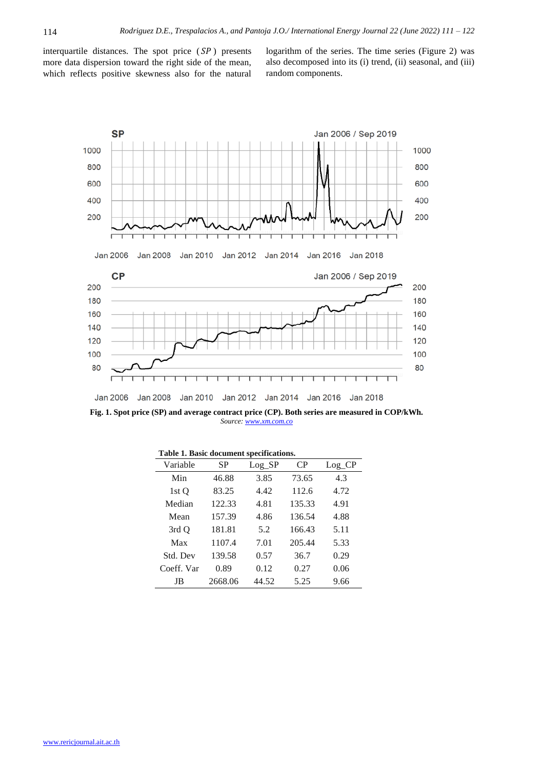interquartile distances. The spot price ($SP$) presents more data dispersion toward the right side of the mean, which reflects positive skewness also for the natural logarithm of the series. The time series (Figure 2) was also decomposed into its (i) trend, (ii) seasonal, and (iii) random components.

**Fig. 1. Spot price (SP) and average contract price (CP). Both series are measured in COP/kWh.**
*Source: www.xm.com.co*

**Table 1. Basic document specifications.**

| Variable | SP | Log_SP | CP | Log_CP |
|---|---|---|---|---|
| Min | 46.88 | 3.85 | 73.65 | 4.3 |
| 1st Q | 83.25 | 4.42 | 112.6 | 4.72 |
| Median | 122.33 | 4.81 | 135.33 | 4.91 |
| Mean | 157.39 | 4.86 | 136.54 | 4.88 |
| 3rd Q | 181.81 | 5.2 | 166.43 | 5.11 |
| Max | 1107.4 | 7.01 | 205.44 | 5.33 |
| Std. Dev | 139.58 | 0.57 | 36.7 | 0.29 |
| Coeff. Var | 0.89 | 0.12 | 0.27 | 0.06 |
| JB | 2668.06 | 44.52 | 5.25 | 9.66 |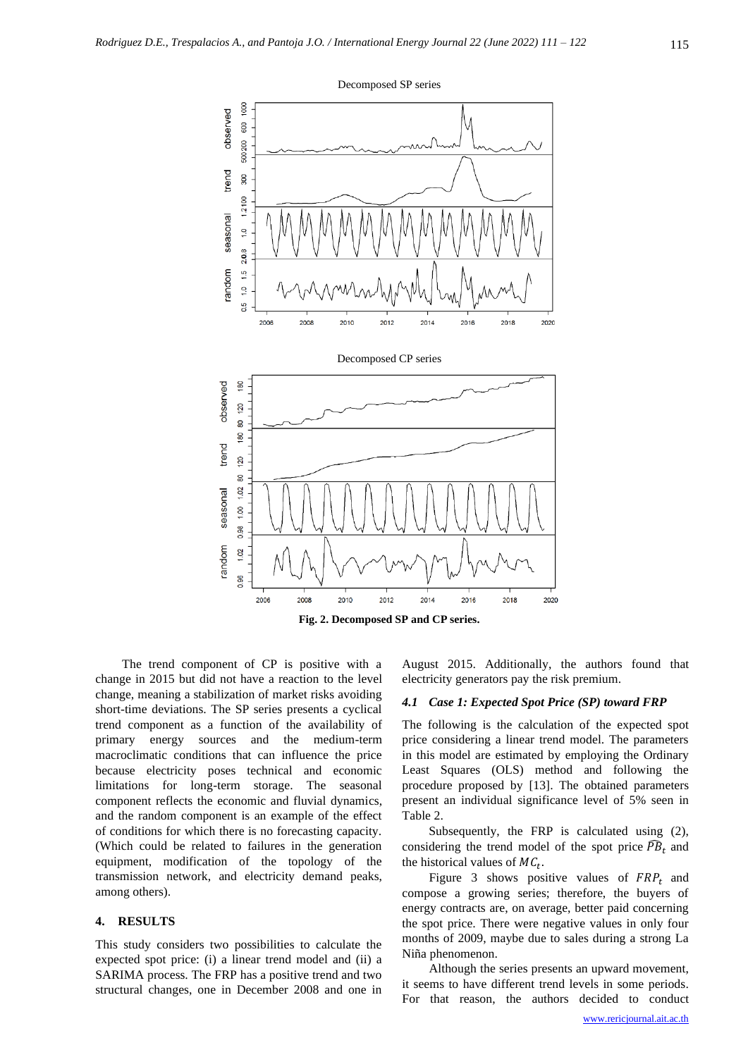Fig. 2. Decomposed SP and CP series.

The trend component of CP is positive with a change in 2015 but did not have a reaction to the level change, meaning a stabilization of market risks avoiding short-time deviations. The SP series presents a cyclical trend component as a function of the availability of primary energy sources and the medium-term macroclimatic conditions that can influence the price because electricity poses technical and economic limitations for long-term storage. The seasonal component reflects the economic and fluvial dynamics, and the random component is an example of the effect of conditions for which there is no forecasting capacity. (Which could be related to failures in the generation equipment, modification of the topology of the transmission network, and electricity demand peaks, among others).

## 4. RESULTS

This study considers two possibilities to calculate the expected spot price: (i) a linear trend model and (ii) a SARIMA process. The FRP has a positive trend and two structural changes, one in December 2008 and one in August 2015. Additionally, the authors found that electricity generators pay the risk premium.

### 4.1 *Case 1: Expected Spot Price (SP) toward FRP*

The following is the calculation of the expected spot price considering a linear trend model. The parameters in this model are estimated by employing the Ordinary Least Squares (OLS) method and following the procedure proposed by [13]. The obtained parameters present an individual significance level of 5% seen in Table 2.

Subsequently, the FRP is calculated using (2), considering the trend model of the spot price $\widehat{PB}_t$ and the historical values of $MC_t$.

Figure 3 shows positive values of $FRP_t$ and compose a growing series; therefore, the buyers of energy contracts are, on average, better paid concerning the spot price. There were negative values in only four months of 2009, maybe due to sales during a strong La Niña phenomenon.

Although the series presents an upward movement, it seems to have different trend levels in some periods. For that reason, the authors decided to conduct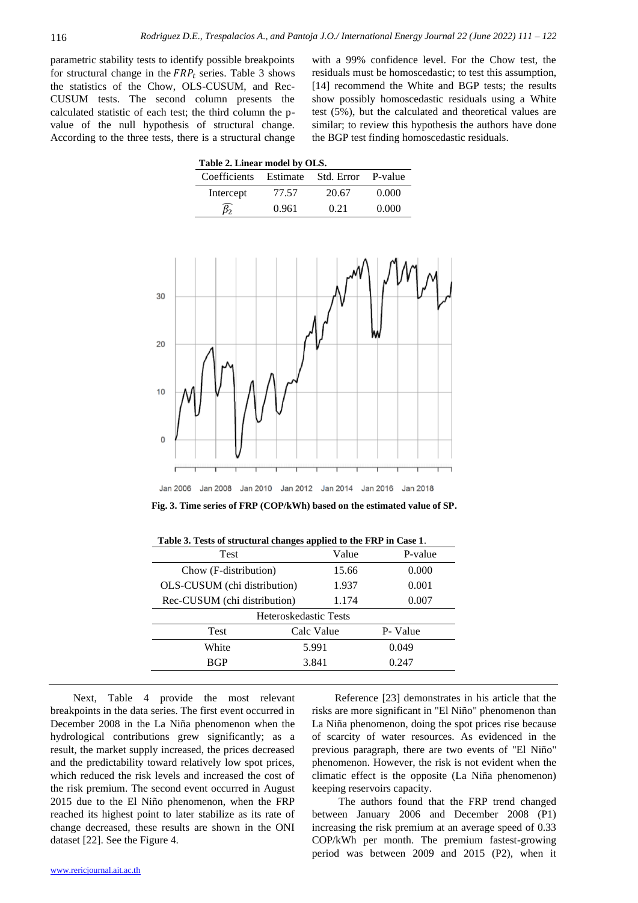parametric stability tests to identify possible breakpoints for structural change in the $FRP_t$ series. Table 3 shows the statistics of the Chow, OLS-CUSUM, and Rec-CUSUM tests. The second column presents the calculated statistic of each test; the third column the p-value of the null hypothesis of structural change. According to the three tests, there is a structural change with a 99% confidence level. For the Chow test, the residuals must be homoscedastic; to test this assumption, [14] recommend the White and BGP tests; the results show possibly homoscedastic residuals using a White test (5%), but the calculated and theoretical values are similar; to review this hypothesis the authors have done the BGP test finding homoscedastic residuals.

**Table 2. Linear model by OLS.**

| Coefficients | Estimate | Std. Error | P-value |
|---|---|---|---|
| Intercept | 77.57 | 20.67 | 0.000 |
| $\widehat{\beta_2}$ | 0.961 | 0.21 | 0.000 |

**Fig. 3. Time series of FRP (COP/kWh) based on the estimated value of SP.**

**Table 3. Tests of structural changes applied to the FRP in Case 1.**

| Test | Value | P-value |
|---|---|---|
| Chow (F-distribution) | 15.66 | 0.000 |
| OLS-CUSUM (chi distribution) | 1.937 | 0.001 |
| Rec-CUSUM (chi distribution) | 1.174 | 0.007 |
| Heteroskedastic Tests | | |
| Test | Calc Value | P- Value |
| White | 5.991 | 0.049 |
| BGP | 3.841 | 0.247 |

Next, Table 4 provide the most relevant breakpoints in the data series. The first event occurred in December 2008 in the La Niña phenomenon when the hydrological contributions grew significantly; as a result, the market supply increased, the prices decreased and the predictability toward relatively low spot prices, which reduced the risk levels and increased the cost of the risk premium. The second event occurred in August 2015 due to the El Niño phenomenon, when the FRP reached its highest point to later stabilize as its rate of change decreased, these results are shown in the ONI dataset [22]. See the Figure 4.

Reference [23] demonstrates in his article that the risks are more significant in "El Niño" phenomenon than La Niña phenomenon, doing the spot prices rise because of scarcity of water resources. As evidenced in the previous paragraph, there are two events of "El Niño" phenomenon. However, the risk is not evident when the climatic effect is the opposite (La Niña phenomenon) keeping reservoirs capacity.

The authors found that the FRP trend changed between January 2006 and December 2008 (P1) increasing the risk premium at an average speed of 0.33 COP/kWh per month. The premium fastest-growing period was between 2009 and 2015 (P2), when it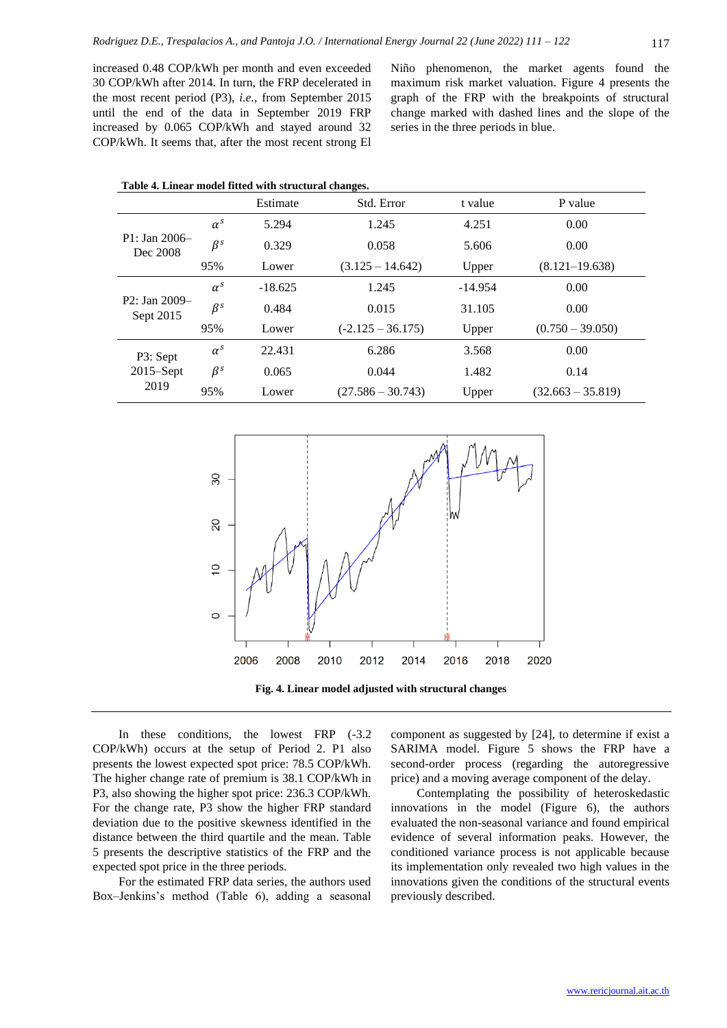increased 0.48 COP/kWh per month and even exceeded 30 COP/kWh after 2014. In turn, the FRP decelerated in the most recent period (P3), *i.e.*, from September 2015 until the end of the data in September 2019 FRP increased by 0.065 COP/kWh and stayed around 32 COP/kWh. It seems that, after the most recent strong El Niño phenomenon, the market agents found the maximum risk market valuation. Figure 4 presents the graph of the FRP with the breakpoints of structural change marked with dashed lines and the slope of the series in the three periods in blue.

**Table 4. Linear model fitted with structural changes.**

| | | Estimate | Std. Error | t value | P value |
|---|---|---|---|---|---|
| P1: Jan 2006–Dec 2008 | $\alpha^s$ | 5.294 | 1.245 | 4.251 | 0.00 |
| | $\beta^s$ | 0.329 | 0.058 | 5.606 | 0.00 |
| | 95% | Lower | (3.125 – 14.642) | Upper | (8.121–19.638) |
| P2: Jan 2009–Sept 2015 | $\alpha^s$ | -18.625 | 1.245 | -14.954 | 0.00 |
| | $\beta^s$ | 0.484 | 0.015 | 31.105 | 0.00 |
| | 95% | Lower | (-2.125 – 36.175) | Upper | (0.750 – 39.050) |
| P3: Sept 2015–Sept 2019 | $\alpha^s$ | 22.431 | 6.286 | 3.568 | 0.00 |
| | $\beta^s$ | 0.065 | 0.044 | 1.482 | 0.14 |
| | 95% | Lower | (27.586 – 30.743) | Upper | (32.663 – 35.819) |

**Fig. 4. Linear model adjusted with structural changes**

In these conditions, the lowest FRP (-3.2 COP/kWh) occurs at the setup of Period 2. P1 also presents the lowest expected spot price: 78.5 COP/kWh. The higher change rate of premium is 38.1 COP/kWh in P3, also showing the higher spot price: 236.3 COP/kWh. For the change rate, P3 show the higher FRP standard deviation due to the positive skewness identified in the distance between the third quartile and the mean. Table 5 presents the descriptive statistics of the FRP and the expected spot price in the three periods.

For the estimated FRP data series, the authors used Box–Jenkins's method (Table 6), adding a seasonal component as suggested by [24], to determine if exist a SARIMA model. Figure 5 shows the FRP have a second-order process (regarding the autoregressive price) and a moving average component of the delay.

Contemplating the possibility of heteroskedastic innovations in the model (Figure 6), the authors evaluated the non-seasonal variance and found empirical evidence of several information peaks. However, the conditioned variance process is not applicable because its implementation only revealed two high values in the innovations given the conditions of the structural events previously described.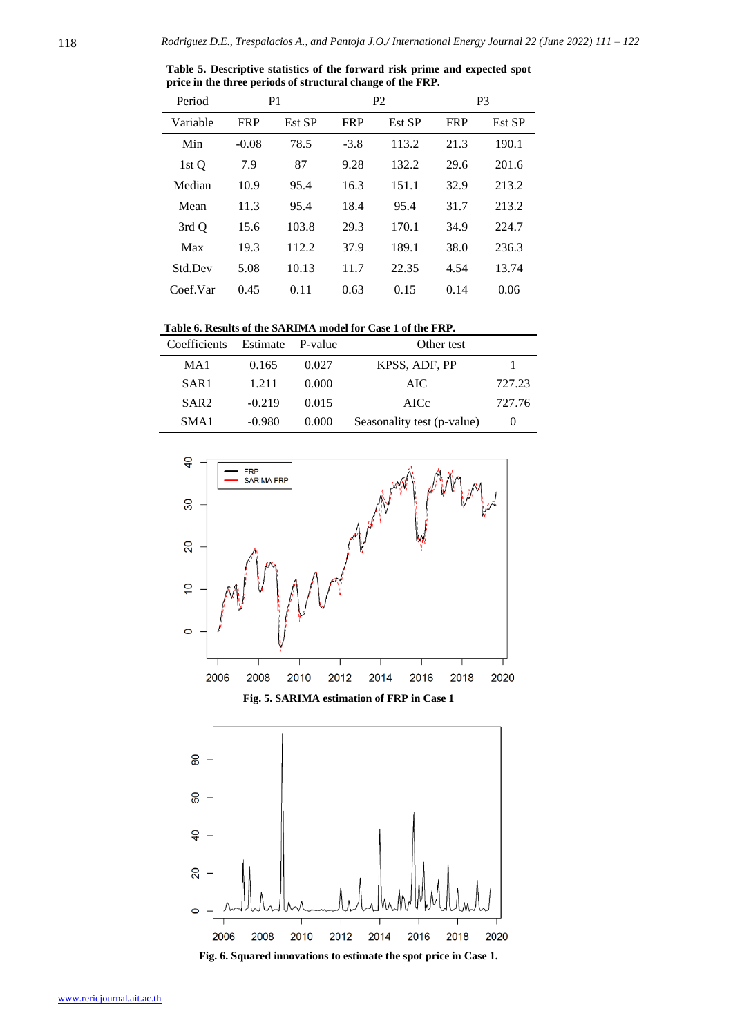**Table 5. Descriptive statistics of the forward risk prime and expected spot price in the three periods of structural change of the FRP.**

| Period | P1 | | P2 | | P3 | |
|---|---|---|---|---|---|---|
| Variable | FRP | Est SP | FRP | Est SP | FRP | Est SP |
| Min | -0.08 | 78.5 | -3.8 | 113.2 | 21.3 | 190.1 |
| 1st Q | 7.9 | 87 | 9.28 | 132.2 | 29.6 | 201.6 |
| Median | 10.9 | 95.4 | 16.3 | 151.1 | 32.9 | 213.2 |
| Mean | 11.3 | 95.4 | 18.4 | 95.4 | 31.7 | 213.2 |
| 3rd Q | 15.6 | 103.8 | 29.3 | 170.1 | 34.9 | 224.7 |
| Max | 19.3 | 112.2 | 37.9 | 189.1 | 38.0 | 236.3 |
| Std.Dev | 5.08 | 10.13 | 11.7 | 22.35 | 4.54 | 13.74 |
| Coef.Var | 0.45 | 0.11 | 0.63 | 0.15 | 0.14 | 0.06 |

**Table 6. Results of the SARIMA model for Case 1 of the FRP.**

| Coefficients | Estimate | P-value | Other test | |
|---|---|---|---|---|
| MA1 | 0.165 | 0.027 | KPSS, ADF, PP | 1 |
| SAR1 | 1.211 | 0.000 | AIC | 727.23 |
| SAR2 | -0.219 | 0.015 | AICc | 727.76 |
| SMA1 | -0.980 | 0.000 | Seasonality test (p-value) | 0 |

**Fig. 5. SARIMA estimation of FRP in Case 1**

**Fig. 6. Squared innovations to estimate the spot price in Case 1.**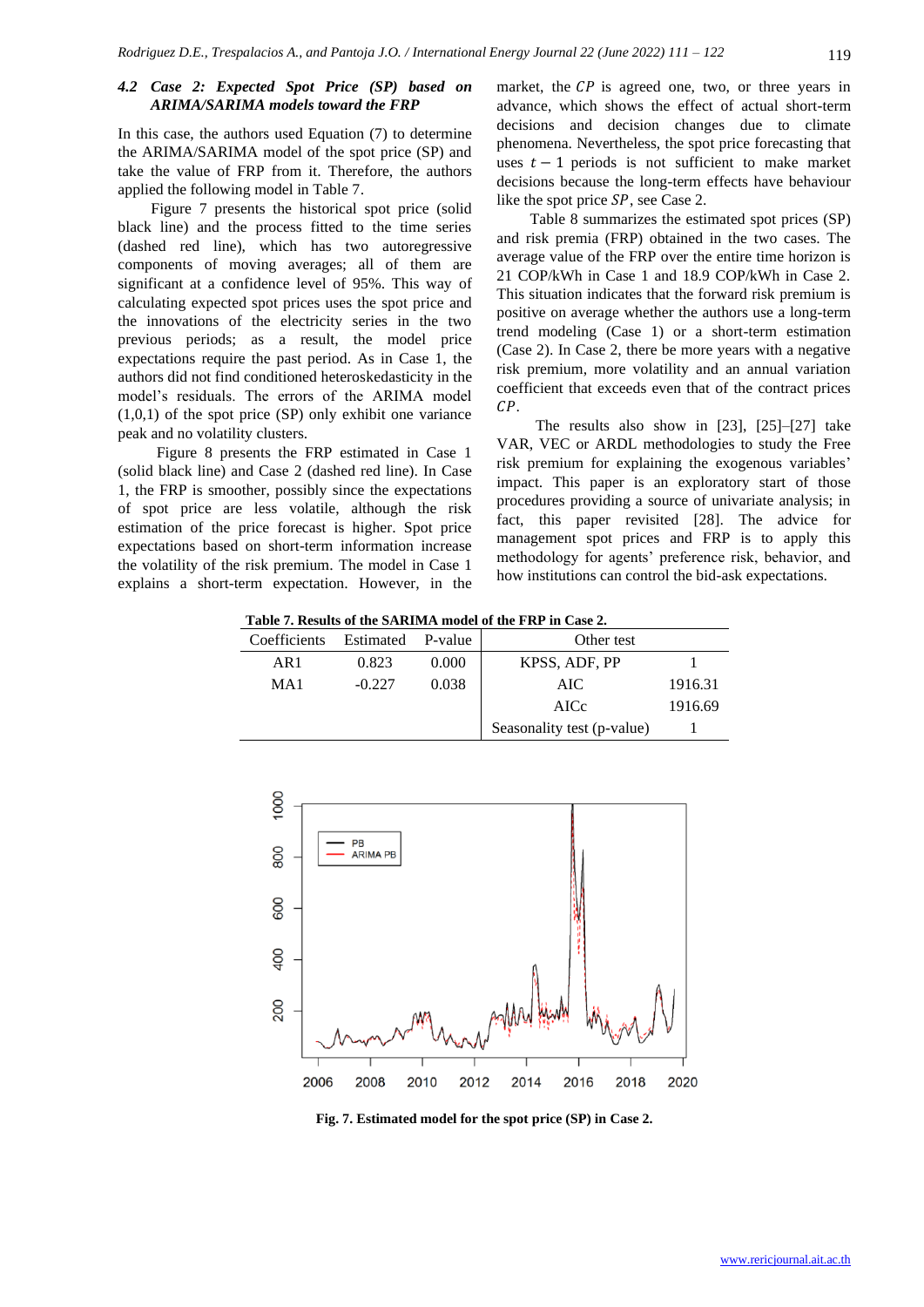### 4.2 Case 2: Expected Spot Price (SP) based on ARIMA/SARIMA models toward the FRP

In this case, the authors used Equation (7) to determine the ARIMA/SARIMA model of the spot price (SP) and take the value of FRP from it. Therefore, the authors applied the following model in Table 7.

Figure 7 presents the historical spot price (solid black line) and the process fitted to the time series (dashed red line), which has two autoregressive components of moving averages; all of them are significant at a confidence level of 95%. This way of calculating expected spot prices uses the spot price and the innovations of the electricity series in the two previous periods; as a result, the model price expectations require the past period. As in Case 1, the authors did not find conditioned heteroskedasticity in the model's residuals. The errors of the ARIMA model (1,0,1) of the spot price (SP) only exhibit one variance peak and no volatility clusters.

Figure 8 presents the FRP estimated in Case 1 (solid black line) and Case 2 (dashed red line). In Case 1, the FRP is smoother, possibly since the expectations of spot price are less volatile, although the risk estimation of the price forecast is higher. Spot price expectations based on short-term information increase the volatility of the risk premium. The model in Case 1 explains a short-term expectation. However, in the market, the $CP$ is agreed one, two, or three years in advance, which shows the effect of actual short-term decisions and decision changes due to climate phenomena. Nevertheless, the spot price forecasting that uses $t-1$ periods is not sufficient to make market decisions because the long-term effects have behaviour like the spot price $SP$, see Case 2.

Table 8 summarizes the estimated spot prices (SP) and risk premia (FRP) obtained in the two cases. The average value of the FRP over the entire time horizon is 21 COP/kWh in Case 1 and 18.9 COP/kWh in Case 2. This situation indicates that the forward risk premium is positive on average whether the authors use a long-term trend modeling (Case 1) or a short-term estimation (Case 2). In Case 2, there be more years with a negative risk premium, more volatility and an annual variation coefficient that exceeds even that of the contract prices $CP$.

The results also show in [23], [25]–[27] take VAR, VEC or ARDL methodologies to study the Free risk premium for explaining the exogenous variables' impact. This paper is an exploratory start of those procedures providing a source of univariate analysis; in fact, this paper revisited [28]. The advice for management spot prices and FRP is to apply this methodology for agents' preference risk, behavior, and how institutions can control the bid-ask expectations.

**Table 7. Results of the SARIMA model of the FRP in Case 2.**

| Coefficients | Estimated | P-value | Other test | |
|---|---|---|---|---|
| AR1 | 0.823 | 0.000 | KPSS, ADF, PP | 1 |
| MA1 | -0.227 | 0.038 | AIC | 1916.31 |
| | | | AICc | 1916.69 |
| | | | Seasonality test (p-value) | 1 |

**Fig. 7. Estimated model for the spot price (SP) in Case 2.**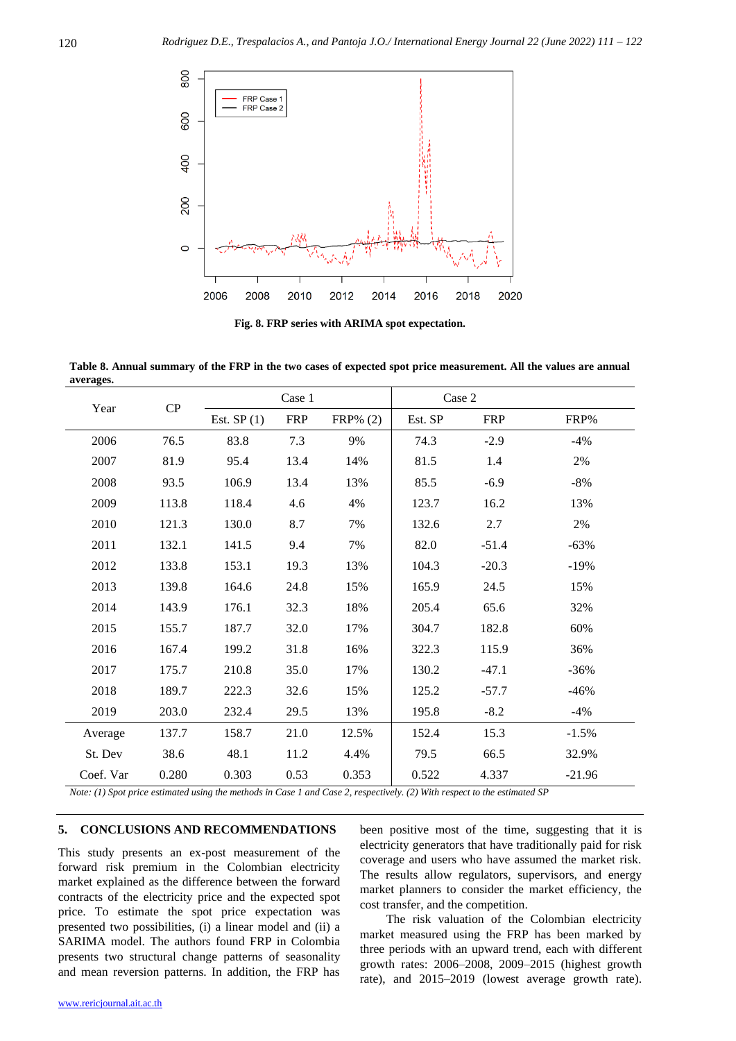Fig. 8. FRP series with ARIMA spot expectation.

**Table 8. Annual summary of the FRP in the two cases of expected spot price measurement. All the values are annual averages.**

| Year | CP | Case 1 | | | Case 2 | | |
|---|---|---|---|---|---|---|---|
| | | Est. SP (1) | FRP | FRP% (2) | Est. SP | FRP | FRP% |
| 2006 | 76.5 | 83.8 | 7.3 | 9% | 74.3 | -2.9 | -4% |
| 2007 | 81.9 | 95.4 | 13.4 | 14% | 81.5 | 1.4 | 2% |
| 2008 | 93.5 | 106.9 | 13.4 | 13% | 85.5 | -6.9 | -8% |
| 2009 | 113.8 | 118.4 | 4.6 | 4% | 123.7 | 16.2 | 13% |
| 2010 | 121.3 | 130.0 | 8.7 | 7% | 132.6 | 2.7 | 2% |
| 2011 | 132.1 | 141.5 | 9.4 | 7% | 82.0 | -51.4 | -63% |
| 2012 | 133.8 | 153.1 | 19.3 | 13% | 104.3 | -20.3 | -19% |
| 2013 | 139.8 | 164.6 | 24.8 | 15% | 165.9 | 24.5 | 15% |
| 2014 | 143.9 | 176.1 | 32.3 | 18% | 205.4 | 65.6 | 32% |
| 2015 | 155.7 | 187.7 | 32.0 | 17% | 304.7 | 182.8 | 60% |
| 2016 | 167.4 | 199.2 | 31.8 | 16% | 322.3 | 115.9 | 36% |
| 2017 | 175.7 | 210.8 | 35.0 | 17% | 130.2 | -47.1 | -36% |
| 2018 | 189.7 | 222.3 | 32.6 | 15% | 125.2 | -57.7 | -46% |
| 2019 | 203.0 | 232.4 | 29.5 | 13% | 195.8 | -8.2 | -4% |
| Average | 137.7 | 158.7 | 21.0 | 12.5% | 152.4 | 15.3 | -1.5% |
| St. Dev | 38.6 | 48.1 | 11.2 | 4.4% | 79.5 | 66.5 | 32.9% |
| Coef. Var | 0.280 | 0.303 | 0.53 | 0.353 | 0.522 | 4.337 | -21.96 |

*Note: (1) Spot price estimated using the methods in Case 1 and Case 2, respectively. (2) With respect to the estimated SP*

## 5. CONCLUSIONS AND RECOMMENDATIONS

This study presents an ex-post measurement of the forward risk premium in the Colombian electricity market explained as the difference between the forward contracts of the electricity price and the expected spot price. To estimate the spot price expectation was presented two possibilities, (i) a linear model and (ii) a SARIMA model. The authors found FRP in Colombia presents two structural change patterns of seasonality and mean reversion patterns. In addition, the FRP has been positive most of the time, suggesting that it is electricity generators that have traditionally paid for risk coverage and users who have assumed the market risk. The results allow regulators, supervisors, and energy market planners to consider the market efficiency, the cost transfer, and the competition.

The risk valuation of the Colombian electricity market measured using the FRP has been marked by three periods with an upward trend, each with different growth rates: 2006–2008, 2009–2015 (highest growth rate), and 2015–2019 (lowest average growth rate).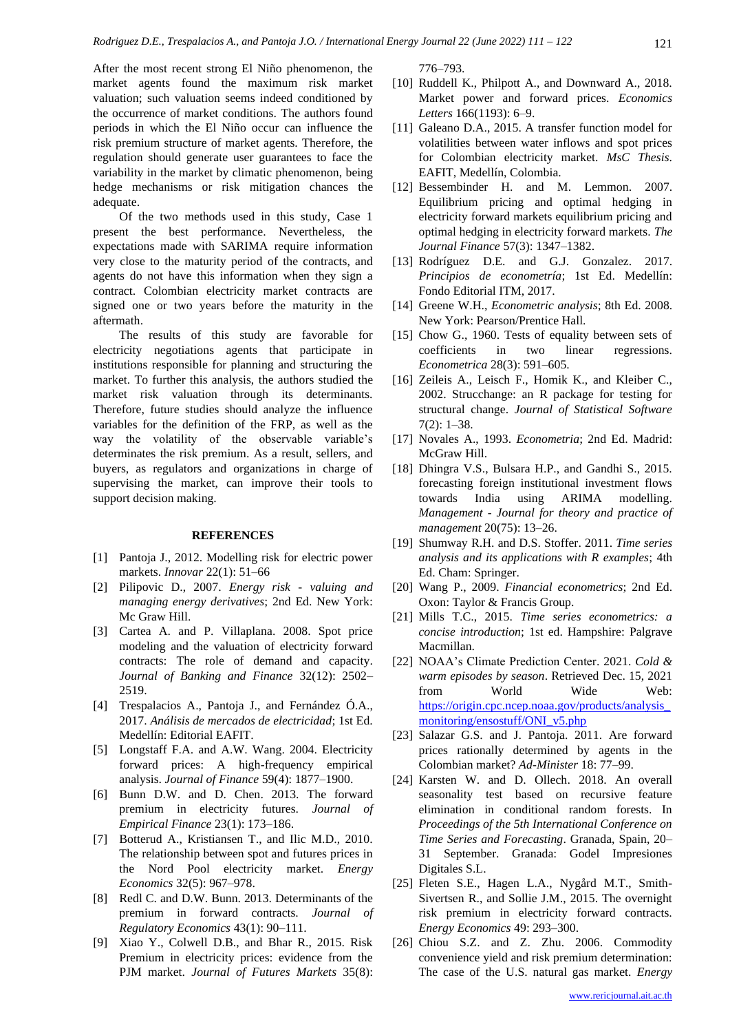After the most recent strong El Niño phenomenon, the market agents found the maximum risk market valuation; such valuation seems indeed conditioned by the occurrence of market conditions. The authors found periods in which the El Niño occur can influence the risk premium structure of market agents. Therefore, the regulation should generate user guarantees to face the variability in the market by climatic phenomenon, being hedge mechanisms or risk mitigation chances the adequate.

Of the two methods used in this study, Case 1 present the best performance. Nevertheless, the expectations made with SARIMA require information very close to the maturity period of the contracts, and agents do not have this information when they sign a contract. Colombian electricity market contracts are signed one or two years before the maturity in the aftermath.

The results of this study are favorable for electricity negotiations agents that participate in institutions responsible for planning and structuring the market. To further this analysis, the authors studied the market risk valuation through its determinants. Therefore, future studies should analyze the influence variables for the definition of the FRP, as well as the way the volatility of the observable variable's determinates the risk premium. As a result, sellers, and buyers, as regulators and organizations in charge of supervising the market, can improve their tools to support decision making.

## REFERENCES

[1] Pantoja J., 2012. Modelling risk for electric power markets. *Innovar* 22(1): 51–66

[2] Pilipovic D., 2007. *Energy risk - valuing and managing energy derivatives*; 2nd Ed. New York: Mc Graw Hill.

[3] Cartea A. and P. Villaplana. 2008. Spot price modeling and the valuation of electricity forward contracts: The role of demand and capacity. *Journal of Banking and Finance* 32(12): 2502–2519.

[4] Trespalacios A., Pantoja J., and Fernández Ó.A., 2017. *Análisis de mercados de electricidad*; 1st Ed. Medellín: Editorial EAFIT.

[5] Longstaff F.A. and A.W. Wang. 2004. Electricity forward prices: A high-frequency empirical analysis. *Journal of Finance* 59(4): 1877–1900.

[6] Bunn D.W. and D. Chen. 2013. The forward premium in electricity futures. *Journal of Empirical Finance* 23(1): 173–186.

[7] Botterud A., Kristiansen T., and Ilic M.D., 2010. The relationship between spot and futures prices in the Nord Pool electricity market. *Energy Economics* 32(5): 967–978.

[8] Redl C. and D.W. Bunn. 2013. Determinants of the premium in forward contracts. *Journal of Regulatory Economics* 43(1): 90–111.

[9] Xiao Y., Colwell D.B., and Bhar R., 2015. Risk Premium in electricity prices: evidence from the PJM market. *Journal of Futures Markets* 35(8): 776–793.

[10] Ruddell K., Philpott A., and Downward A., 2018. Market power and forward prices. *Economics Letters* 166(1193): 6–9.

[11] Galeano D.A., 2015. A transfer function model for volatilities between water inflows and spot prices for Colombian electricity market. *MsC Thesis*. EAFIT, Medellín, Colombia.

[12] Bessembinder H. and M. Lemmon. 2007. Equilibrium pricing and optimal hedging in electricity forward markets equilibrium pricing and optimal hedging in electricity forward markets. *The Journal Finance* 57(3): 1347–1382.

[13] Rodríguez D.E. and G.J. Gonzalez. 2017. *Principios de econometría*; 1st Ed. Medellín: Fondo Editorial ITM, 2017.

[14] Greene W.H., *Econometric analysis*; 8th Ed. 2008. New York: Pearson/Prentice Hall.

[15] Chow G., 1960. Tests of equality between sets of coefficients in two linear regressions. *Econometrica* 28(3): 591–605.

[16] Zeileis A., Leisch F., Homik K., and Kleiber C., 2002. Strucchange: an R package for testing for structural change. *Journal of Statistical Software* 7(2): 1–38.

[17] Novales A., 1993. *Econometria*; 2nd Ed. Madrid: McGraw Hill.

[18] Dhingra V.S., Bulsara H.P., and Gandhi S., 2015. forecasting foreign institutional investment flows towards India using ARIMA modelling. *Management - Journal for theory and practice of management* 20(75): 13–26.

[19] Shumway R.H. and D.S. Stoffer. 2011. *Time series analysis and its applications with R examples*; 4th Ed. Cham: Springer.

[20] Wang P., 2009. *Financial econometrics*; 2nd Ed. Oxon: Taylor & Francis Group.

[21] Mills T.C., 2015. *Time series econometrics: a concise introduction*; 1st ed. Hampshire: Palgrave Macmillan.

[22] NOAA's Climate Prediction Center. 2021. *Cold & warm episodes by season*. Retrieved Dec. 15, 2021 from World Wide Web: https://origin.cpc.ncep.noaa.gov/products/analysis_monitoring/ensostuff/ONI_v5.php

[23] Salazar G.S. and J. Pantoja. 2011. Are forward prices rationally determined by agents in the Colombian market? *Ad-Minister* 18: 77–99.

[24] Karsten W. and D. Ollech. 2018. An overall seasonality test based on recursive feature elimination in conditional random forests. In *Proceedings of the 5th International Conference on Time Series and Forecasting*. Granada, Spain, 20–31 September. Granada: Godel Impresiones Digitales S.L.

[25] Fleten S.E., Hagen L.A., Nygård M.T., Smith-Sivertsen R., and Sollie J.M., 2015. The overnight risk premium in electricity forward contracts. *Energy Economics* 49: 293–300.

[26] Chiou S.Z. and Z. Zhu. 2006. Commodity convenience yield and risk premium determination: The case of the U.S. natural gas market. *Energy*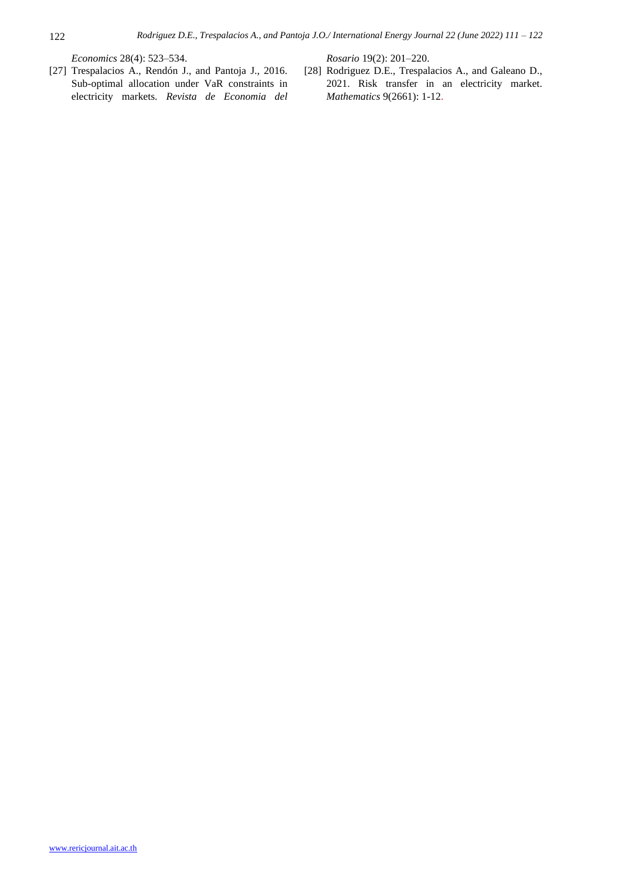*Economics* 28(4): 523–534.

[27] Trespalacios A., Rendón J., and Pantoja J., 2016. Sub-optimal allocation under VaR constraints in electricity markets. *Revista de Economia del Rosario* 19(2): 201–220.

[28] Rodriguez D.E., Trespalacios A., and Galeano D., 2021. Risk transfer in an electricity market. *Mathematics* 9(2661): 1-12.